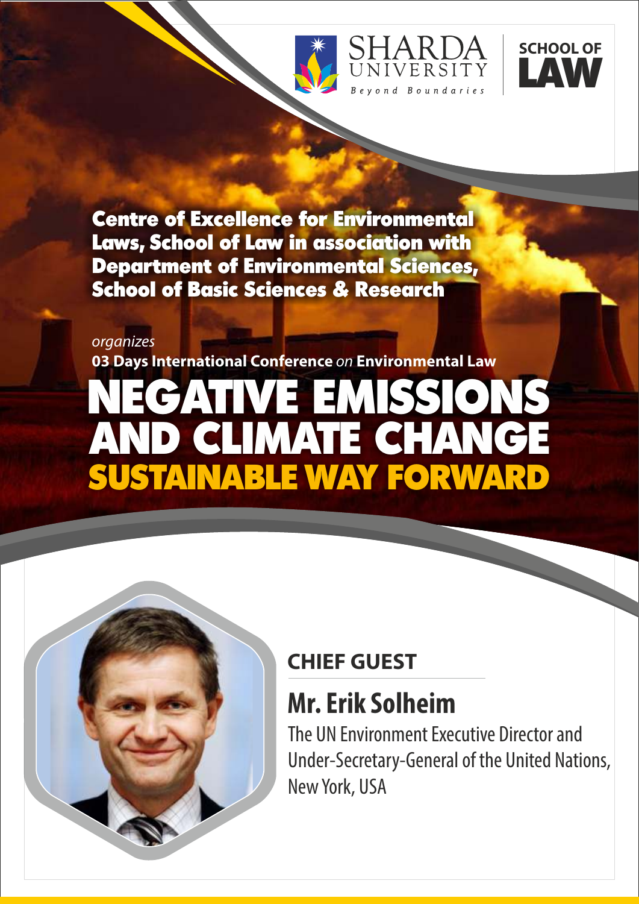SHARDA UNIVERSITY

*Beyond Boundaries*

**SCHOOL OF LAW**

**Centre of Excellence for Environmental Laws, School of Law in association with Department of Environmental Sciences, School of Basic Sciences & Research**

*organizes*

**03 Days International Conference** *on* **Environmental Law**

# NEGATIVE EMISSIONS AND CLIMATE CHANGE

## SUSTAINABLE WAY FORWARD

### CHIEF GUEST

**Mr. Erik Solheim**

The UN Environment Executive Director and Under-Secretary-General of the United Nations, New York, USA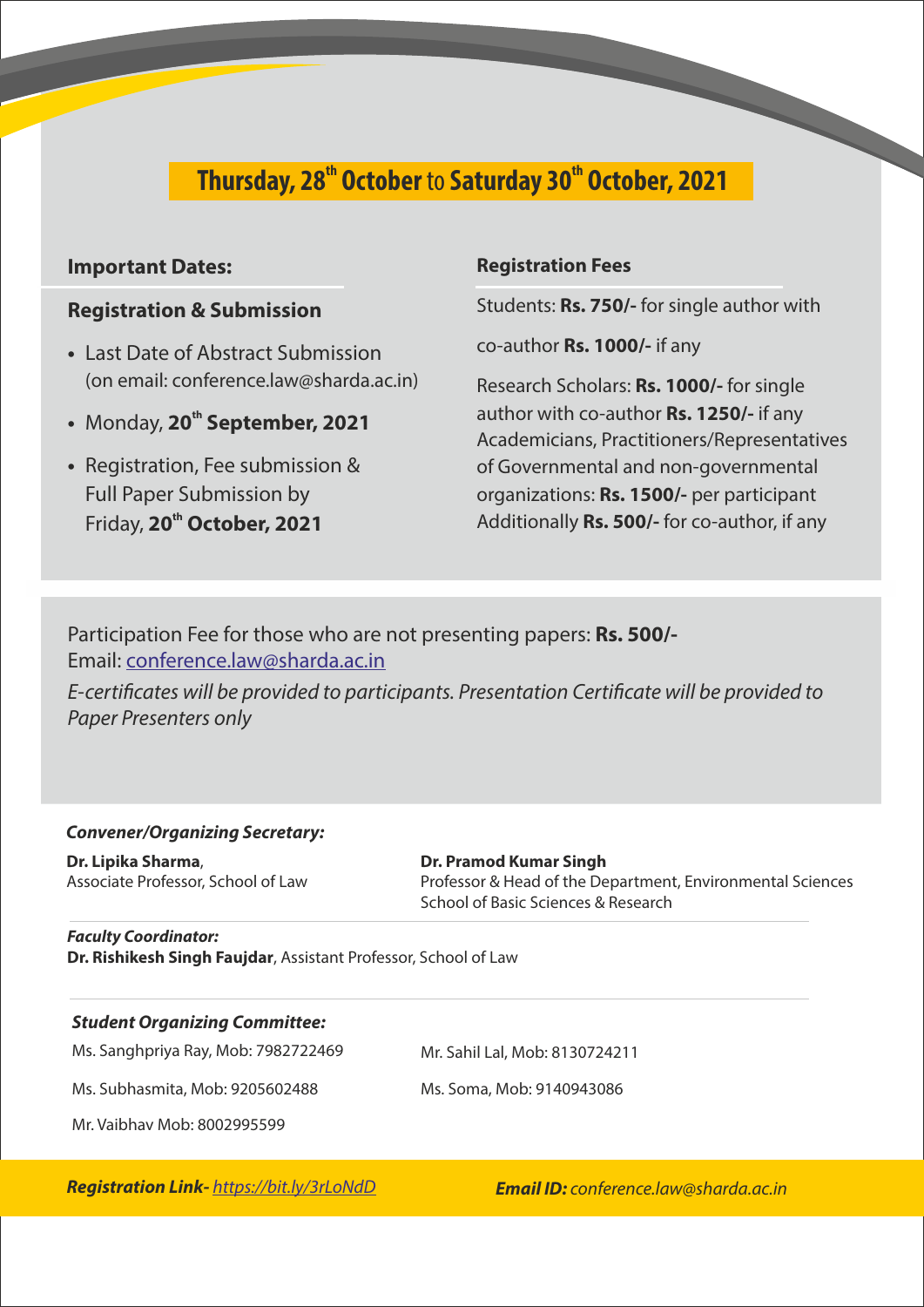# Thursday, 28th October to Saturday 30th October, 2021

## Important Dates:

### Registration & Submission

- Last Date of Abstract Submission (on email: conference.law@sharda.ac.in)
- Monday, **20th September, 2021**
- Registration, Fee submission & Full Paper Submission by Friday, **20th October, 2021**

## Registration Fees

Students: **Rs. 750/-** for single author with

co-author **Rs. 1000/-** if any

Research Scholars: **Rs. 1000/-** for single author with co-author **Rs. 1250/-** if any
Academicians, Practitioners/Representatives of Governmental and non-governmental organizations: **Rs. 1500/-** per participant
Additionally **Rs. 500/-** for co-author, if any

Participation Fee for those who are not presenting papers: **Rs. 500/-**
Email: conference.law@sharda.ac.in

*E-certificates will be provided to participants. Presentation Certificate will be provided to Paper Presenters only*

***Convener/Organizing Secretary:***

**Dr. Lipika Sharma**,
Associate Professor, School of Law

**Dr. Pramod Kumar Singh**
Professor & Head of the Department, Environmental Sciences
School of Basic Sciences & Research

***Faculty Coordinator:***
**Dr. Rishikesh Singh Faujdar**, Assistant Professor, School of Law

***Student Organizing Committee:***

Ms. Sanghpriya Ray, Mob: 7982722469

Ms. Subhasmita, Mob: 9205602488

Mr. Vaibhav Mob: 8002995599

Mr. Sahil Lal, Mob: 8130724211

Ms. Soma, Mob: 9140943086

***Registration Link-*** *https://bit.ly/3rLoNdD*

***Email ID:*** *conference.law@sharda.ac.in*